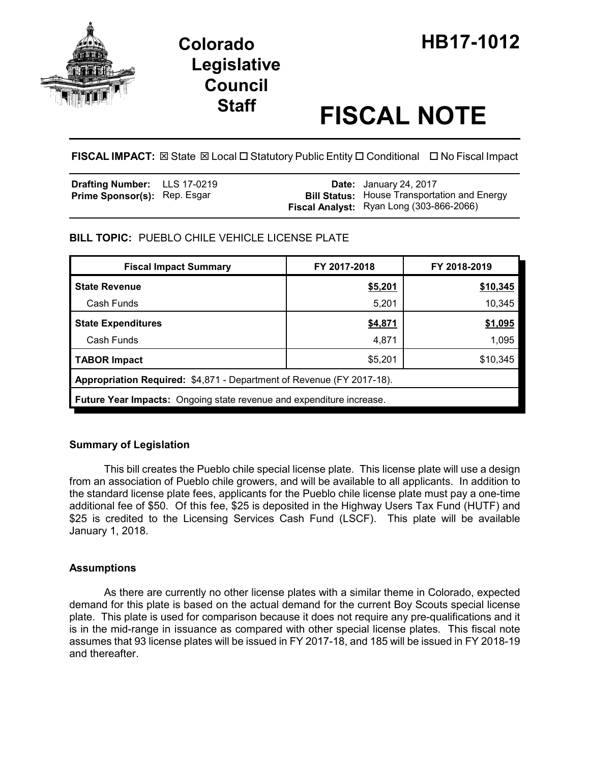# Colorado Legislative Council Staff

# HB17-1012

# FISCAL NOTE

**FISCAL IMPACT:** ☒ State ☒ Local ☐ Statutory Public Entity ☐ Conditional ☐ No Fiscal Impact

**Drafting Number:** LLS 17-0219
**Prime Sponsor(s):** Rep. Esgar

**Date:** January 24, 2017
**Bill Status:** House Transportation and Energy
**Fiscal Analyst:** Ryan Long (303-866-2066)

## BILL TOPIC: PUEBLO CHILE VEHICLE LICENSE PLATE

| Fiscal Impact Summary | FY 2017-2018 | FY 2018-2019 |
|---|---|---|
| **State Revenue** | **$5,201** | **$10,345** |
| Cash Funds | 5,201 | 10,345 |
| **State Expenditures** | **$4,871** | **$1,095** |
| Cash Funds | 4,871 | 1,095 |
| **TABOR Impact** | $5,201 | $10,345 |
| **Appropriation Required:** $4,871 - Department of Revenue (FY 2017-18). | | |
| **Future Year Impacts:** Ongoing state revenue and expenditure increase. | | |

### Summary of Legislation

This bill creates the Pueblo chile special license plate. This license plate will use a design from an association of Pueblo chile growers, and will be available to all applicants. In addition to the standard license plate fees, applicants for the Pueblo chile license plate must pay a one-time additional fee of $50. Of this fee, $25 is deposited in the Highway Users Tax Fund (HUTF) and $25 is credited to the Licensing Services Cash Fund (LSCF). This plate will be available January 1, 2018.

### Assumptions

As there are currently no other license plates with a similar theme in Colorado, expected demand for this plate is based on the actual demand for the current Boy Scouts special license plate. This plate is used for comparison because it does not require any pre-qualifications and it is in the mid-range in issuance as compared with other special license plates. This fiscal note assumes that 93 license plates will be issued in FY 2017-18, and 185 will be issued in FY 2018-19 and thereafter.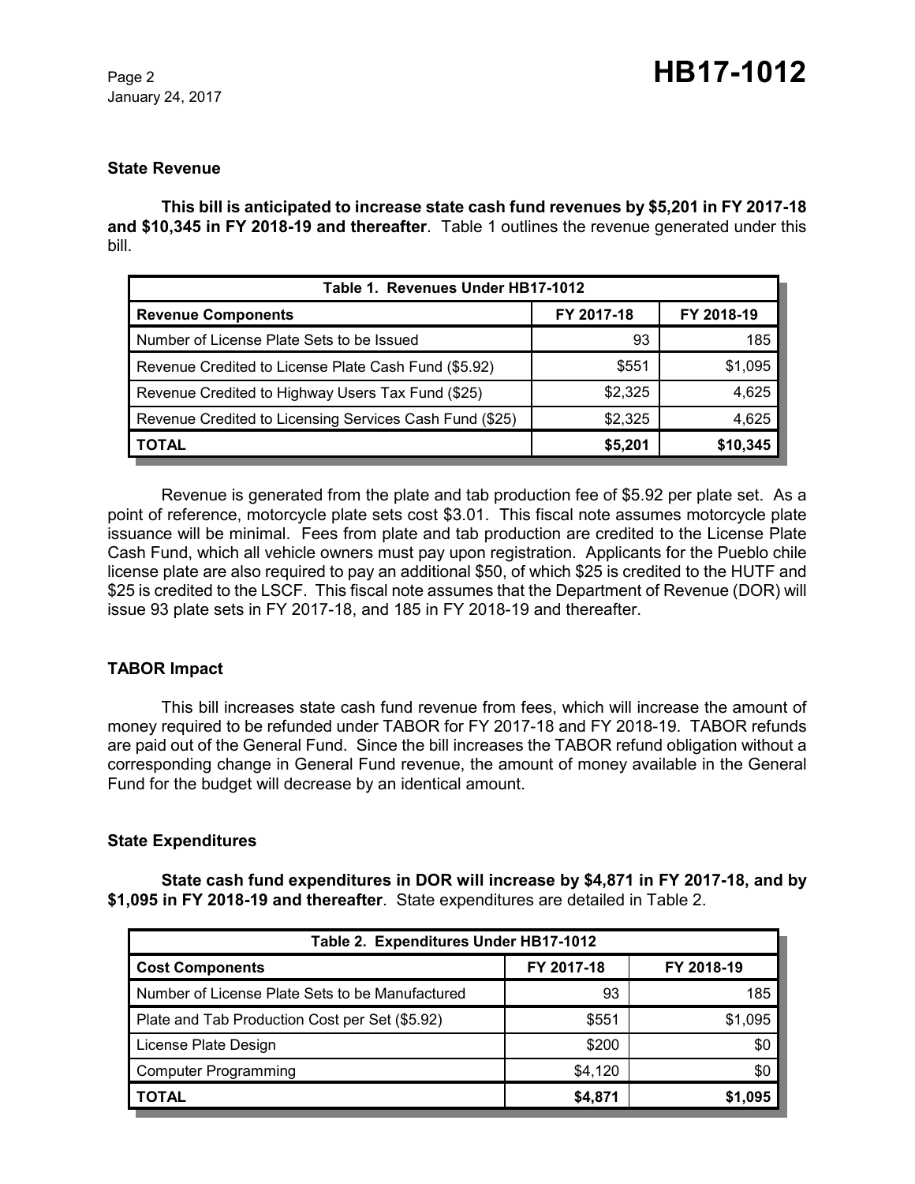## State Revenue

**This bill is anticipated to increase state cash fund revenues by $5,201 in FY 2017-18 and $10,345 in FY 2018-19 and thereafter**. Table 1 outlines the revenue generated under this bill.

| Table 1. Revenues Under HB17-1012 | | |
|---|---|---|
| **Revenue Components** | **FY 2017-18** | **FY 2018-19** |
| Number of License Plate Sets to be Issued | 93 | 185 |
| Revenue Credited to License Plate Cash Fund ($5.92) | $551 | $1,095 |
| Revenue Credited to Highway Users Tax Fund ($25) | $2,325 | 4,625 |
| Revenue Credited to Licensing Services Cash Fund ($25) | $2,325 | 4,625 |
| **TOTAL** | **$5,201** | **$10,345** |

Revenue is generated from the plate and tab production fee of $5.92 per plate set. As a point of reference, motorcycle plate sets cost $3.01. This fiscal note assumes motorcycle plate issuance will be minimal. Fees from plate and tab production are credited to the License Plate Cash Fund, which all vehicle owners must pay upon registration. Applicants for the Pueblo chile license plate are also required to pay an additional $50, of which $25 is credited to the HUTF and $25 is credited to the LSCF. This fiscal note assumes that the Department of Revenue (DOR) will issue 93 plate sets in FY 2017-18, and 185 in FY 2018-19 and thereafter.

## TABOR Impact

This bill increases state cash fund revenue from fees, which will increase the amount of money required to be refunded under TABOR for FY 2017-18 and FY 2018-19. TABOR refunds are paid out of the General Fund. Since the bill increases the TABOR refund obligation without a corresponding change in General Fund revenue, the amount of money available in the General Fund for the budget will decrease by an identical amount.

## State Expenditures

**State cash fund expenditures in DOR will increase by $4,871 in FY 2017-18, and by $1,095 in FY 2018-19 and thereafter**. State expenditures are detailed in Table 2.

| Table 2. Expenditures Under HB17-1012 | | |
|---|---|---|
| **Cost Components** | **FY 2017-18** | **FY 2018-19** |
| Number of License Plate Sets to be Manufactured | 93 | 185 |
| Plate and Tab Production Cost per Set ($5.92) | $551 | $1,095 |
| License Plate Design | $200 | $0 |
| Computer Programming | $4,120 | $0 |
| **TOTAL** | **$4,871** | **$1,095** |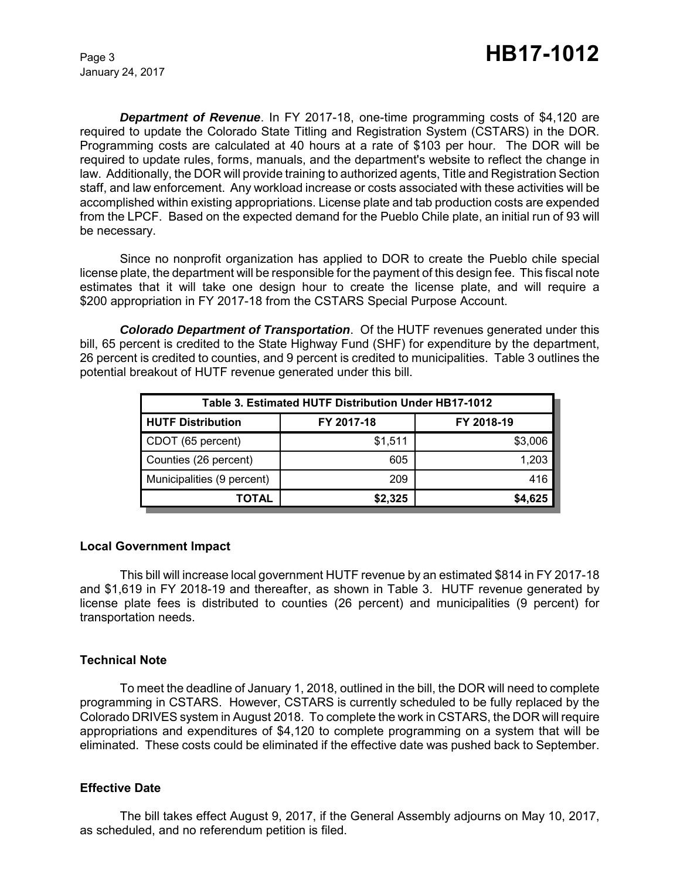***Department of Revenue***. In FY 2017-18, one-time programming costs of $4,120 are required to update the Colorado State Titling and Registration System (CSTARS) in the DOR. Programming costs are calculated at 40 hours at a rate of $103 per hour. The DOR will be required to update rules, forms, manuals, and the department's website to reflect the change in law. Additionally, the DOR will provide training to authorized agents, Title and Registration Section staff, and law enforcement. Any workload increase or costs associated with these activities will be accomplished within existing appropriations. License plate and tab production costs are expended from the LPCF. Based on the expected demand for the Pueblo Chile plate, an initial run of 93 will be necessary.

Since no nonprofit organization has applied to DOR to create the Pueblo chile special license plate, the department will be responsible for the payment of this design fee. This fiscal note estimates that it will take one design hour to create the license plate, and will require a $200 appropriation in FY 2017-18 from the CSTARS Special Purpose Account.

***Colorado Department of Transportation***. Of the HUTF revenues generated under this bill, 65 percent is credited to the State Highway Fund (SHF) for expenditure by the department, 26 percent is credited to counties, and 9 percent is credited to municipalities. Table 3 outlines the potential breakout of HUTF revenue generated under this bill.

| Table 3. Estimated HUTF Distribution Under HB17-1012 | | |
|---|---|---|
| **HUTF Distribution** | **FY 2017-18** | **FY 2018-19** |
| CDOT (65 percent) | $1,511 | $3,006 |
| Counties (26 percent) | 605 | 1,203 |
| Municipalities (9 percent) | 209 | 416 |
| **TOTAL** | **$2,325** | **$4,625** |

## Local Government Impact

This bill will increase local government HUTF revenue by an estimated $814 in FY 2017-18 and $1,619 in FY 2018-19 and thereafter, as shown in Table 3. HUTF revenue generated by license plate fees is distributed to counties (26 percent) and municipalities (9 percent) for transportation needs.

## Technical Note

To meet the deadline of January 1, 2018, outlined in the bill, the DOR will need to complete programming in CSTARS. However, CSTARS is currently scheduled to be fully replaced by the Colorado DRIVES system in August 2018. To complete the work in CSTARS, the DOR will require appropriations and expenditures of $4,120 to complete programming on a system that will be eliminated. These costs could be eliminated if the effective date was pushed back to September.

## Effective Date

The bill takes effect August 9, 2017, if the General Assembly adjourns on May 10, 2017, as scheduled, and no referendum petition is filed.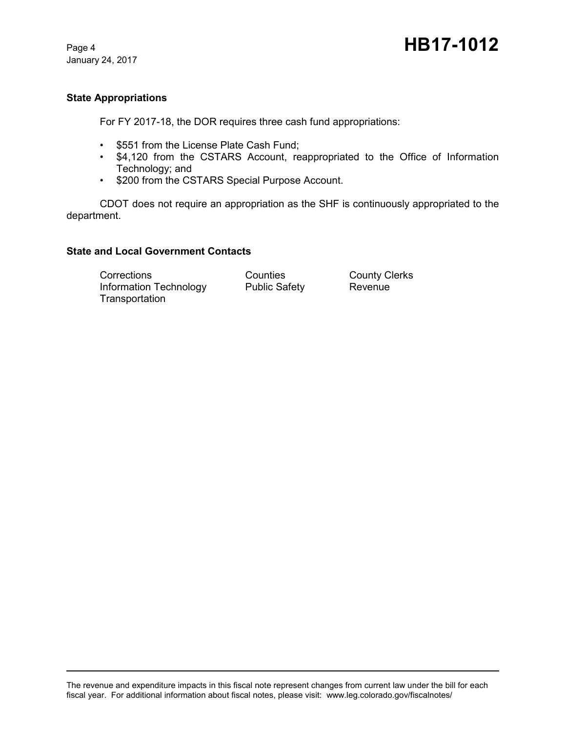### State Appropriations

For FY 2017-18, the DOR requires three cash fund appropriations:

- $551 from the License Plate Cash Fund;
- $4,120 from the CSTARS Account, reappropriated to the Office of Information Technology; and
- $200 from the CSTARS Special Purpose Account.

CDOT does not require an appropriation as the SHF is continuously appropriated to the department.

### State and Local Government Contacts

| | | |
|---|---|---|
| Corrections | Counties | County Clerks |
| Information Technology | Public Safety | Revenue |
| Transportation | | |

The revenue and expenditure impacts in this fiscal note represent changes from current law under the bill for each fiscal year. For additional information about fiscal notes, please visit: www.leg.colorado.gov/fiscalnotes/